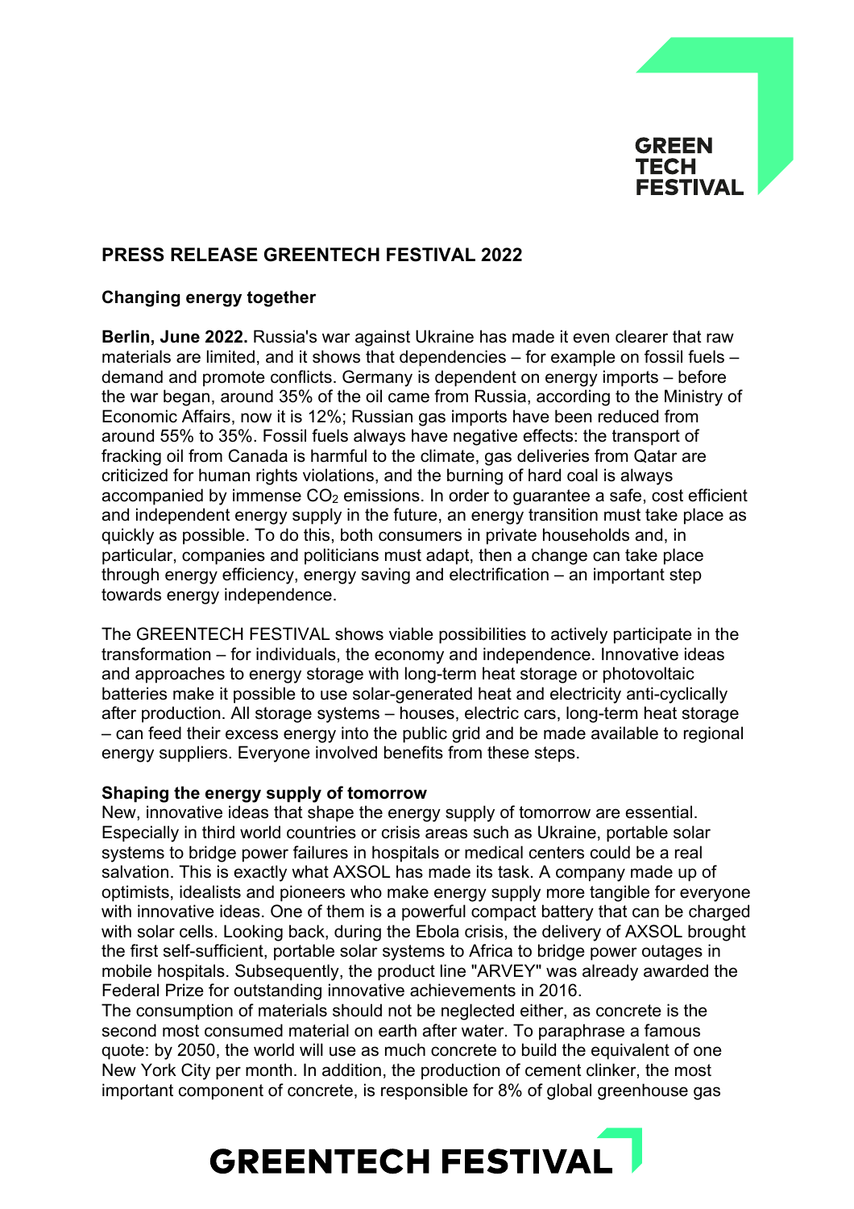# PRESS RELEASE GREENTECH FESTIVAL 2022

## Changing energy together

**Berlin, June 2022.** Russia's war against Ukraine has made it even clearer that raw materials are limited, and it shows that dependencies – for example on fossil fuels – demand and promote conflicts. Germany is dependent on energy imports – before the war began, around 35% of the oil came from Russia, according to the Ministry of Economic Affairs, now it is 12%; Russian gas imports have been reduced from around 55% to 35%. Fossil fuels always have negative effects: the transport of fracking oil from Canada is harmful to the climate, gas deliveries from Qatar are criticized for human rights violations, and the burning of hard coal is always accompanied by immense $CO_2$ emissions. In order to guarantee a safe, cost efficient and independent energy supply in the future, an energy transition must take place as quickly as possible. To do this, both consumers in private households and, in particular, companies and politicians must adapt, then a change can take place through energy efficiency, energy saving and electrification – an important step towards energy independence.

The GREENTECH FESTIVAL shows viable possibilities to actively participate in the transformation – for individuals, the economy and independence. Innovative ideas and approaches to energy storage with long-term heat storage or photovoltaic batteries make it possible to use solar-generated heat and electricity anti-cyclically after production. All storage systems – houses, electric cars, long-term heat storage – can feed their excess energy into the public grid and be made available to regional energy suppliers. Everyone involved benefits from these steps.

### Shaping the energy supply of tomorrow

New, innovative ideas that shape the energy supply of tomorrow are essential. Especially in third world countries or crisis areas such as Ukraine, portable solar systems to bridge power failures in hospitals or medical centers could be a real salvation. This is exactly what AXSOL has made its task. A company made up of optimists, idealists and pioneers who make energy supply more tangible for everyone with innovative ideas. One of them is a powerful compact battery that can be charged with solar cells. Looking back, during the Ebola crisis, the delivery of AXSOL brought the first self-sufficient, portable solar systems to Africa to bridge power outages in mobile hospitals. Subsequently, the product line "ARVEY" was already awarded the Federal Prize for outstanding innovative achievements in 2016.

The consumption of materials should not be neglected either, as concrete is the second most consumed material on earth after water. To paraphrase a famous quote: by 2050, the world will use as much concrete to build the equivalent of one New York City per month. In addition, the production of cement clinker, the most important component of concrete, is responsible for 8% of global greenhouse gas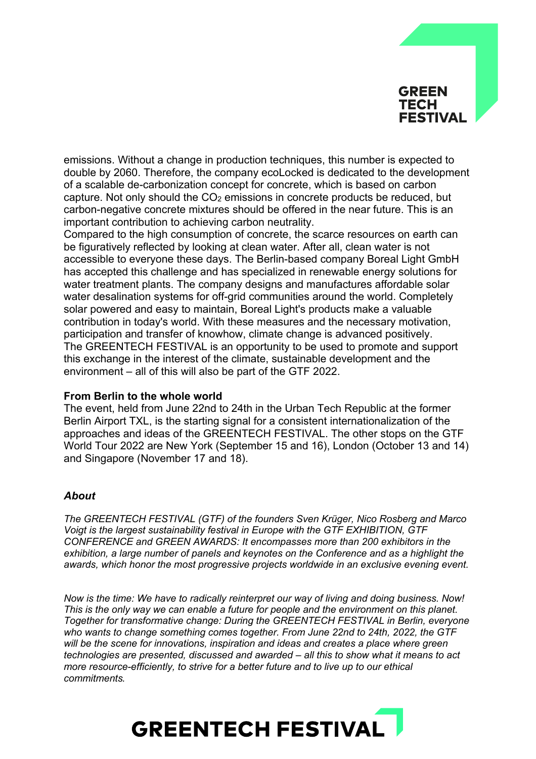emissions. Without a change in production techniques, this number is expected to double by 2060. Therefore, the company ecoLocked is dedicated to the development of a scalable de-carbonization concept for concrete, which is based on carbon capture. Not only should the $CO_2$ emissions in concrete products be reduced, but carbon-negative concrete mixtures should be offered in the near future. This is an important contribution to achieving carbon neutrality.
Compared to the high consumption of concrete, the scarce resources on earth can be figuratively reflected by looking at clean water. After all, clean water is not accessible to everyone these days. The Berlin-based company Boreal Light GmbH has accepted this challenge and has specialized in renewable energy solutions for water treatment plants. The company designs and manufactures affordable solar water desalination systems for off-grid communities around the world. Completely solar powered and easy to maintain, Boreal Light's products make a valuable contribution in today's world. With these measures and the necessary motivation, participation and transfer of knowhow, climate change is advanced positively.
The GREENTECH FESTIVAL is an opportunity to be used to promote and support this exchange in the interest of the climate, sustainable development and the environment – all of this will also be part of the GTF 2022.

**From Berlin to the whole world**
The event, held from June 22nd to 24th in the Urban Tech Republic at the former Berlin Airport TXL, is the starting signal for a consistent internationalization of the approaches and ideas of the GREENTECH FESTIVAL. The other stops on the GTF World Tour 2022 are New York (September 15 and 16), London (October 13 and 14) and Singapore (November 17 and 18).

***About***

*The GREENTECH FESTIVAL (GTF) of the founders Sven Krüger, Nico Rosberg and Marco Voigt is the largest sustainability festival in Europe with the GTF EXHIBITION, GTF CONFERENCE and GREEN AWARDS: It encompasses more than 200 exhibitors in the exhibition, a large number of panels and keynotes on the Conference and as a highlight the awards, which honor the most progressive projects worldwide in an exclusive evening event.*

*Now is the time: We have to radically reinterpret our way of living and doing business. Now! This is the only way we can enable a future for people and the environment on this planet. Together for transformative change: During the GREENTECH FESTIVAL in Berlin, everyone who wants to change something comes together. From June 22nd to 24th, 2022, the GTF will be the scene for innovations, inspiration and ideas and creates a place where green technologies are presented, discussed and awarded – all this to show what it means to act more resource-efficiently, to strive for a better future and to live up to our ethical commitments.*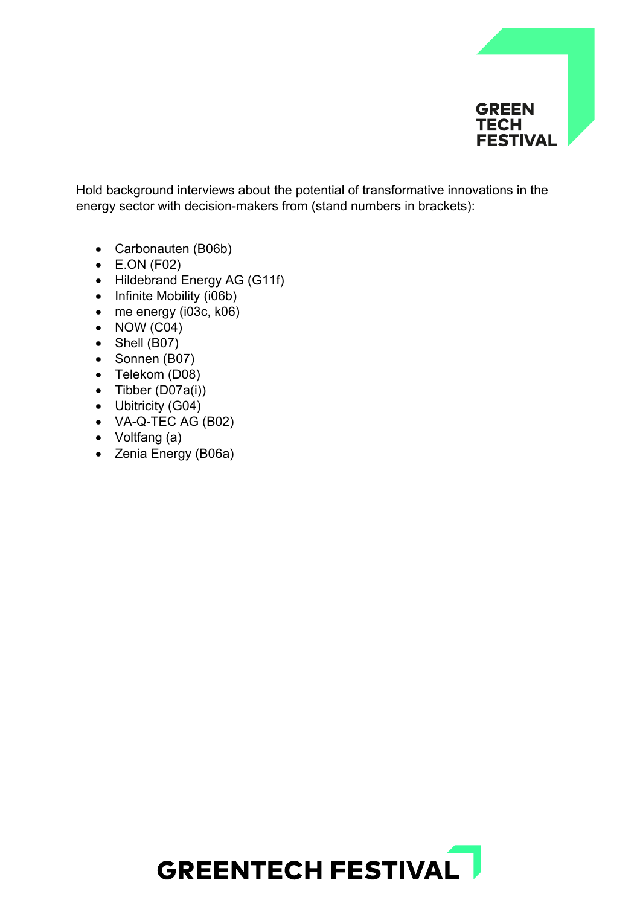Hold background interviews about the potential of transformative innovations in the energy sector with decision-makers from (stand numbers in brackets):

- Carbonauten (B06b)
- E.ON (F02)
- Hildebrand Energy AG (G11f)
- Infinite Mobility (i06b)
- me energy (i03c, k06)
- NOW (C04)
- Shell (B07)
- Sonnen (B07)
- Telekom (D08)
- Tibber (D07a(i))
- Ubitricity (G04)
- VA-Q-TEC AG (B02)
- Voltfang (a)
- Zenia Energy (B06a)